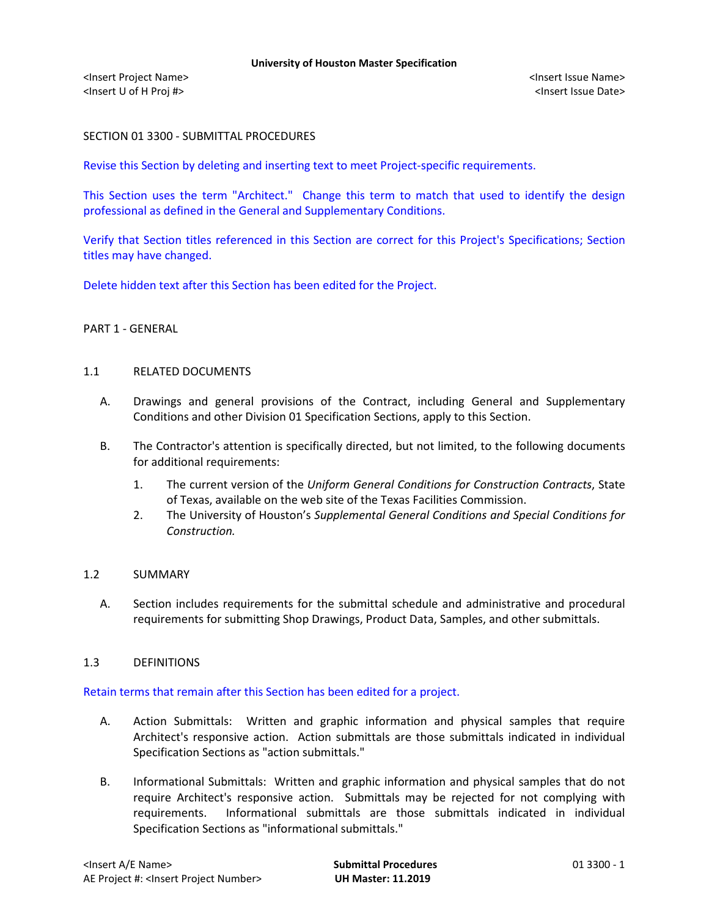# SECTION 01 3300 - SUBMITTAL PROCEDURES

Revise this Section by deleting and inserting text to meet Project-specific requirements.

This Section uses the term "Architect." Change this term to match that used to identify the design professional as defined in the General and Supplementary Conditions.

Verify that Section titles referenced in this Section are correct for this Project's Specifications; Section titles may have changed.

Delete hidden text after this Section has been edited for the Project.

## PART 1 - GENERAL

### 1.1 RELATED DOCUMENTS

A. Drawings and general provisions of the Contract, including General and Supplementary Conditions and other Division 01 Specification Sections, apply to this Section.

B. The Contractor's attention is specifically directed, but not limited, to the following documents for additional requirements:

1. The current version of the *Uniform General Conditions for Construction Contracts*, State of Texas, available on the web site of the Texas Facilities Commission.
2. The University of Houston's *Supplemental General Conditions and Special Conditions for Construction.*

### 1.2 SUMMARY

A. Section includes requirements for the submittal schedule and administrative and procedural requirements for submitting Shop Drawings, Product Data, Samples, and other submittals.

### 1.3 DEFINITIONS

Retain terms that remain after this Section has been edited for a project.

A. Action Submittals: Written and graphic information and physical samples that require Architect's responsive action. Action submittals are those submittals indicated in individual Specification Sections as "action submittals."

B. Informational Submittals: Written and graphic information and physical samples that do not require Architect's responsive action. Submittals may be rejected for not complying with requirements. Informational submittals are those submittals indicated in individual Specification Sections as "informational submittals."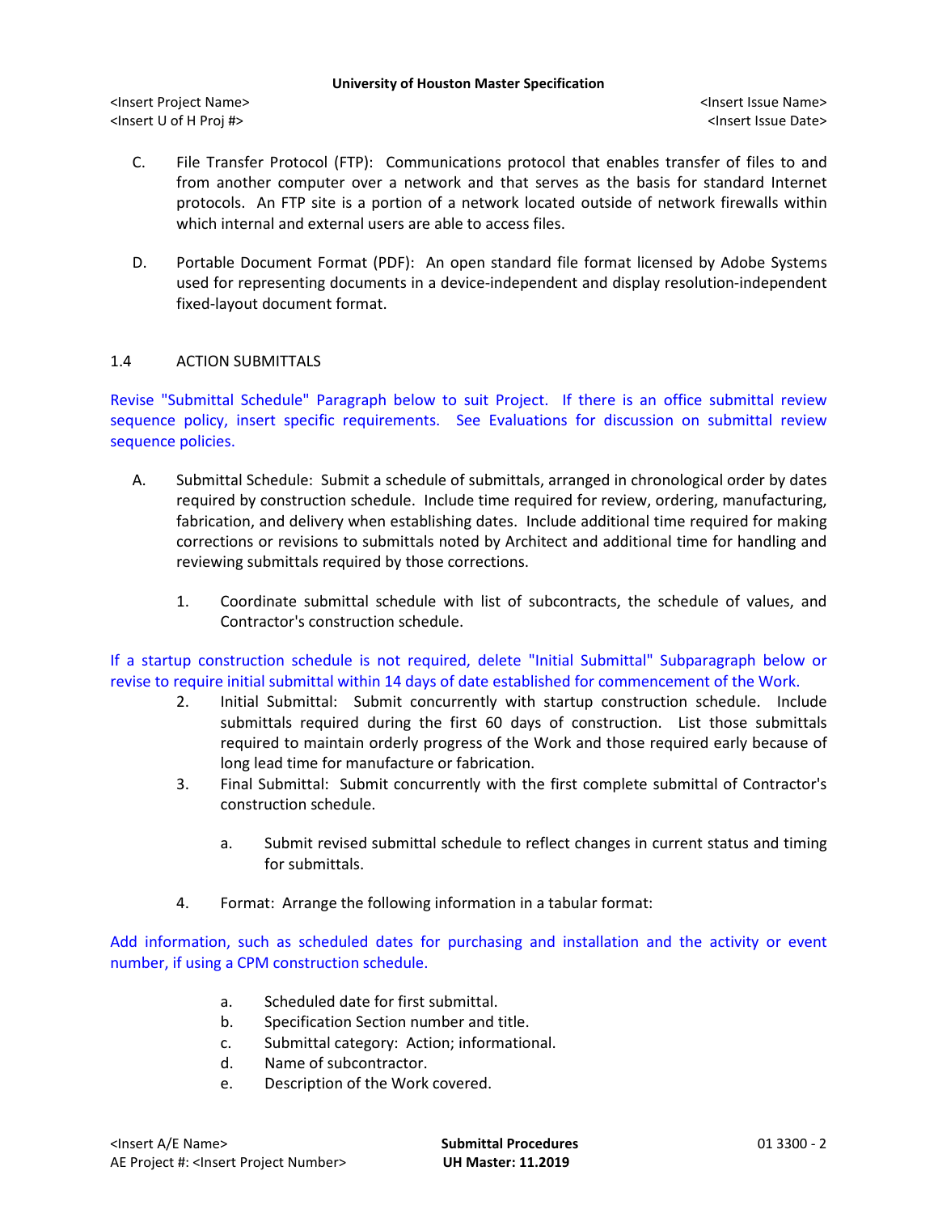C. File Transfer Protocol (FTP): Communications protocol that enables transfer of files to and from another computer over a network and that serves as the basis for standard Internet protocols. An FTP site is a portion of a network located outside of network firewalls within which internal and external users are able to access files.

D. Portable Document Format (PDF): An open standard file format licensed by Adobe Systems used for representing documents in a device-independent and display resolution-independent fixed-layout document format.

## 1.4 ACTION SUBMITTALS

Revise "Submittal Schedule" Paragraph below to suit Project. If there is an office submittal review sequence policy, insert specific requirements. See Evaluations for discussion on submittal review sequence policies.

A. Submittal Schedule: Submit a schedule of submittals, arranged in chronological order by dates required by construction schedule. Include time required for review, ordering, manufacturing, fabrication, and delivery when establishing dates. Include additional time required for making corrections or revisions to submittals noted by Architect and additional time for handling and reviewing submittals required by those corrections.

1. Coordinate submittal schedule with list of subcontracts, the schedule of values, and Contractor's construction schedule.

If a startup construction schedule is not required, delete "Initial Submittal" Subparagraph below or revise to require initial submittal within 14 days of date established for commencement of the Work.

2. Initial Submittal: Submit concurrently with startup construction schedule. Include submittals required during the first 60 days of construction. List those submittals required to maintain orderly progress of the Work and those required early because of long lead time for manufacture or fabrication.
3. Final Submittal: Submit concurrently with the first complete submittal of Contractor's construction schedule.

    a. Submit revised submittal schedule to reflect changes in current status and timing for submittals.

4. Format: Arrange the following information in a tabular format:

Add information, such as scheduled dates for purchasing and installation and the activity or event number, if using a CPM construction schedule.

    a. Scheduled date for first submittal.
    b. Specification Section number and title.
    c. Submittal category: Action; informational.
    d. Name of subcontractor.
    e. Description of the Work covered.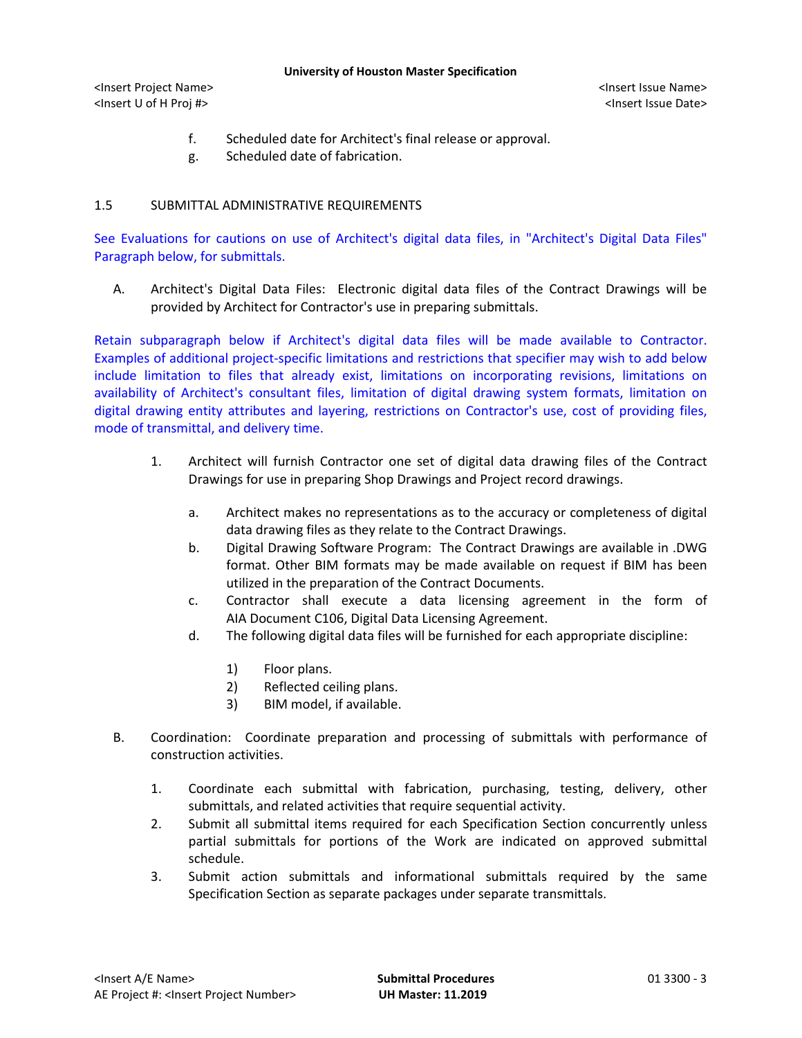f. Scheduled date for Architect's final release or approval.
g. Scheduled date of fabrication.

## 1.5 SUBMITTAL ADMINISTRATIVE REQUIREMENTS

See Evaluations for cautions on use of Architect's digital data files, in "Architect's Digital Data Files" Paragraph below, for submittals.

A. Architect's Digital Data Files: Electronic digital data files of the Contract Drawings will be provided by Architect for Contractor's use in preparing submittals.

Retain subparagraph below if Architect's digital data files will be made available to Contractor. Examples of additional project-specific limitations and restrictions that specifier may wish to add below include limitation to files that already exist, limitations on incorporating revisions, limitations on availability of Architect's consultant files, limitation of digital drawing system formats, limitation on digital drawing entity attributes and layering, restrictions on Contractor's use, cost of providing files, mode of transmittal, and delivery time.

1. Architect will furnish Contractor one set of digital data drawing files of the Contract Drawings for use in preparing Shop Drawings and Project record drawings.
   a. Architect makes no representations as to the accuracy or completeness of digital data drawing files as they relate to the Contract Drawings.
   b. Digital Drawing Software Program: The Contract Drawings are available in .DWG format. Other BIM formats may be made available on request if BIM has been utilized in the preparation of the Contract Documents.
   c. Contractor shall execute a data licensing agreement in the form of AIA Document C106, Digital Data Licensing Agreement.
   d. The following digital data files will be furnished for each appropriate discipline:
      1) Floor plans.
      2) Reflected ceiling plans.
      3) BIM model, if available.

B. Coordination: Coordinate preparation and processing of submittals with performance of construction activities.

1. Coordinate each submittal with fabrication, purchasing, testing, delivery, other submittals, and related activities that require sequential activity.
2. Submit all submittal items required for each Specification Section concurrently unless partial submittals for portions of the Work are indicated on approved submittal schedule.
3. Submit action submittals and informational submittals required by the same Specification Section as separate packages under separate transmittals.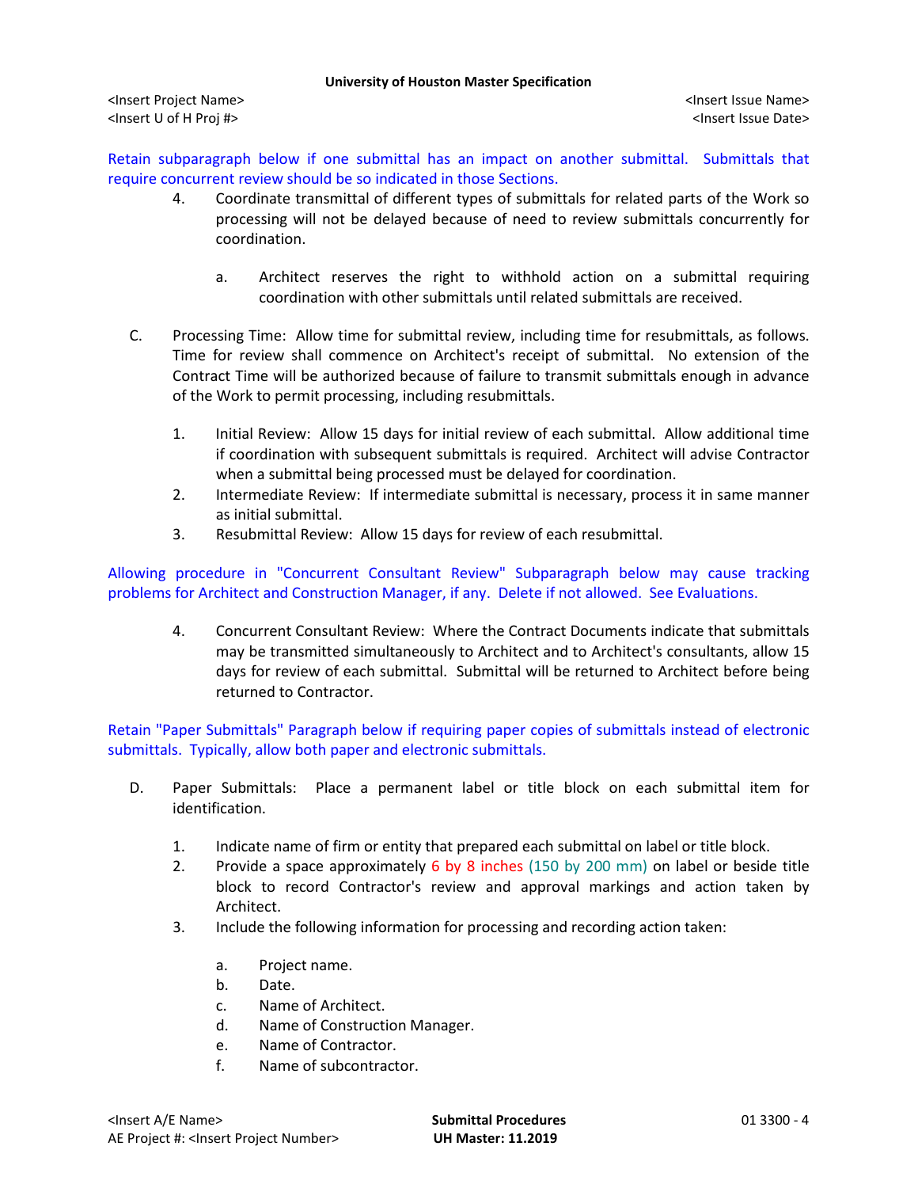Retain subparagraph below if one submittal has an impact on another submittal. Submittals that require concurrent review should be so indicated in those Sections.

4. Coordinate transmittal of different types of submittals for related parts of the Work so processing will not be delayed because of need to review submittals concurrently for coordination.

    a. Architect reserves the right to withhold action on a submittal requiring coordination with other submittals until related submittals are received.

C. Processing Time: Allow time for submittal review, including time for resubmittals, as follows. Time for review shall commence on Architect's receipt of submittal. No extension of the Contract Time will be authorized because of failure to transmit submittals enough in advance of the Work to permit processing, including resubmittals.

1. Initial Review: Allow 15 days for initial review of each submittal. Allow additional time if coordination with subsequent submittals is required. Architect will advise Contractor when a submittal being processed must be delayed for coordination.
2. Intermediate Review: If intermediate submittal is necessary, process it in same manner as initial submittal.
3. Resubmittal Review: Allow 15 days for review of each resubmittal.

Allowing procedure in "Concurrent Consultant Review" Subparagraph below may cause tracking problems for Architect and Construction Manager, if any. Delete if not allowed. See Evaluations.

4. Concurrent Consultant Review: Where the Contract Documents indicate that submittals may be transmitted simultaneously to Architect and to Architect's consultants, allow 15 days for review of each submittal. Submittal will be returned to Architect before being returned to Contractor.

Retain "Paper Submittals" Paragraph below if requiring paper copies of submittals instead of electronic submittals. Typically, allow both paper and electronic submittals.

D. Paper Submittals: Place a permanent label or title block on each submittal item for identification.

1. Indicate name of firm or entity that prepared each submittal on label or title block.
2. Provide a space approximately 6 by 8 inches (150 by 200 mm) on label or beside title block to record Contractor's review and approval markings and action taken by Architect.
3. Include the following information for processing and recording action taken:

    a. Project name.
    b. Date.
    c. Name of Architect.
    d. Name of Construction Manager.
    e. Name of Contractor.
    f. Name of subcontractor.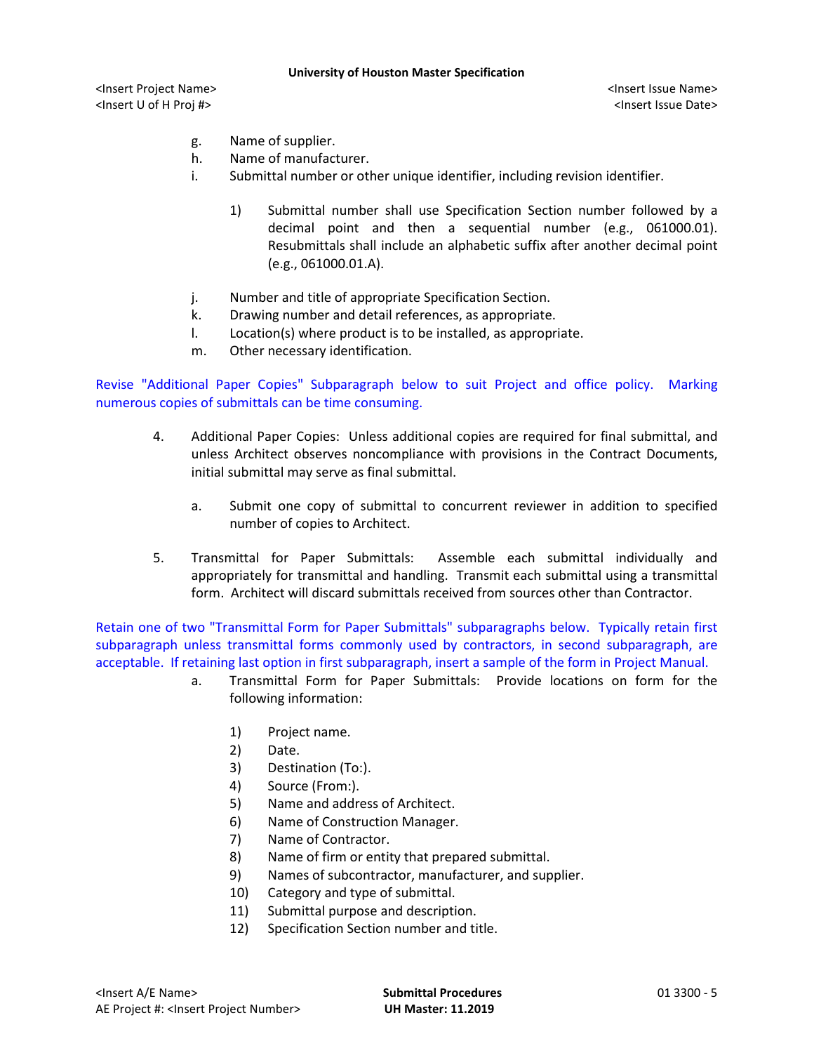g. Name of supplier.
h. Name of manufacturer.
i. Submittal number or other unique identifier, including revision identifier.

    1) Submittal number shall use Specification Section number followed by a decimal point and then a sequential number (e.g., 061000.01). Resubmittals shall include an alphabetic suffix after another decimal point (e.g., 061000.01.A).

j. Number and title of appropriate Specification Section.
k. Drawing number and detail references, as appropriate.
l. Location(s) where product is to be installed, as appropriate.
m. Other necessary identification.

Revise "Additional Paper Copies" Subparagraph below to suit Project and office policy. Marking numerous copies of submittals can be time consuming.

4. Additional Paper Copies: Unless additional copies are required for final submittal, and unless Architect observes noncompliance with provisions in the Contract Documents, initial submittal may serve as final submittal.

    a. Submit one copy of submittal to concurrent reviewer in addition to specified number of copies to Architect.

5. Transmittal for Paper Submittals: Assemble each submittal individually and appropriately for transmittal and handling. Transmit each submittal using a transmittal form. Architect will discard submittals received from sources other than Contractor.

Retain one of two "Transmittal Form for Paper Submittals" subparagraphs below. Typically retain first subparagraph unless transmittal forms commonly used by contractors, in second subparagraph, are acceptable. If retaining last option in first subparagraph, insert a sample of the form in Project Manual.

    a. Transmittal Form for Paper Submittals: Provide locations on form for the following information:

        1) Project name.
        2) Date.
        3) Destination (To:).
        4) Source (From:).
        5) Name and address of Architect.
        6) Name of Construction Manager.
        7) Name of Contractor.
        8) Name of firm or entity that prepared submittal.
        9) Names of subcontractor, manufacturer, and supplier.
        10) Category and type of submittal.
        11) Submittal purpose and description.
        12) Specification Section number and title.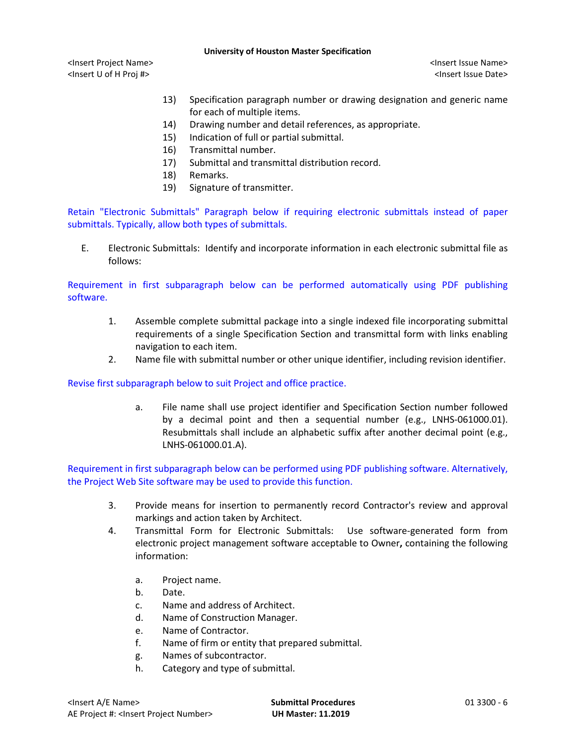13) Specification paragraph number or drawing designation and generic name for each of multiple items.
14) Drawing number and detail references, as appropriate.
15) Indication of full or partial submittal.
16) Transmittal number.
17) Submittal and transmittal distribution record.
18) Remarks.
19) Signature of transmitter.

Retain "Electronic Submittals" Paragraph below if requiring electronic submittals instead of paper submittals. Typically, allow both types of submittals.

E. Electronic Submittals: Identify and incorporate information in each electronic submittal file as follows:

Requirement in first subparagraph below can be performed automatically using PDF publishing software.

1. Assemble complete submittal package into a single indexed file incorporating submittal requirements of a single Specification Section and transmittal form with links enabling navigation to each item.
2. Name file with submittal number or other unique identifier, including revision identifier.

Revise first subparagraph below to suit Project and office practice.

a. File name shall use project identifier and Specification Section number followed by a decimal point and then a sequential number (e.g., LNHS-061000.01). Resubmittals shall include an alphabetic suffix after another decimal point (e.g., LNHS-061000.01.A).

Requirement in first subparagraph below can be performed using PDF publishing software. Alternatively, the Project Web Site software may be used to provide this function.

3. Provide means for insertion to permanently record Contractor's review and approval markings and action taken by Architect.
4. Transmittal Form for Electronic Submittals: Use software-generated form from electronic project management software acceptable to Owner**,** containing the following information:

   a. Project name.
   b. Date.
   c. Name and address of Architect.
   d. Name of Construction Manager.
   e. Name of Contractor.
   f. Name of firm or entity that prepared submittal.
   g. Names of subcontractor.
   h. Category and type of submittal.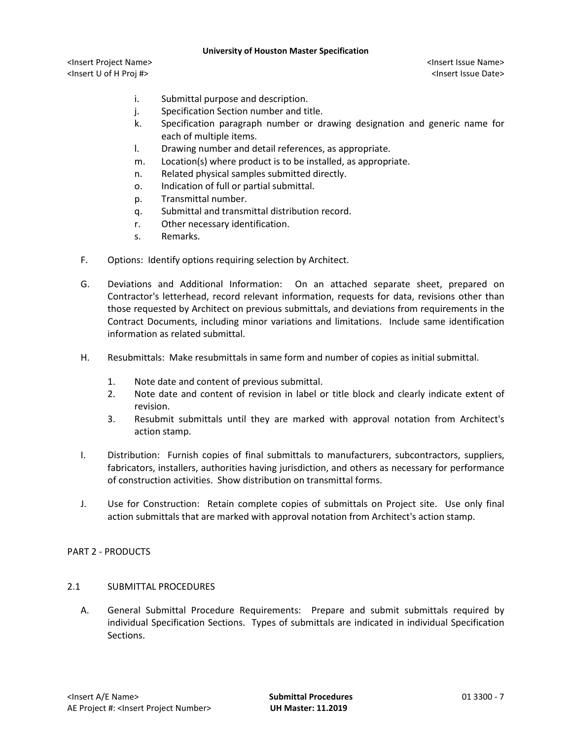i. Submittal purpose and description.
j. Specification Section number and title.
k. Specification paragraph number or drawing designation and generic name for each of multiple items.
l. Drawing number and detail references, as appropriate.
m. Location(s) where product is to be installed, as appropriate.
n. Related physical samples submitted directly.
o. Indication of full or partial submittal.
p. Transmittal number.
q. Submittal and transmittal distribution record.
r. Other necessary identification.
s. Remarks.

F. Options: Identify options requiring selection by Architect.

G. Deviations and Additional Information: On an attached separate sheet, prepared on Contractor's letterhead, record relevant information, requests for data, revisions other than those requested by Architect on previous submittals, and deviations from requirements in the Contract Documents, including minor variations and limitations. Include same identification information as related submittal.

H. Resubmittals: Make resubmittals in same form and number of copies as initial submittal.

1. Note date and content of previous submittal.
2. Note date and content of revision in label or title block and clearly indicate extent of revision.
3. Resubmit submittals until they are marked with approval notation from Architect's action stamp.

I. Distribution: Furnish copies of final submittals to manufacturers, subcontractors, suppliers, fabricators, installers, authorities having jurisdiction, and others as necessary for performance of construction activities. Show distribution on transmittal forms.

J. Use for Construction: Retain complete copies of submittals on Project site. Use only final action submittals that are marked with approval notation from Architect's action stamp.

## PART 2 - PRODUCTS

### 2.1 SUBMITTAL PROCEDURES

A. General Submittal Procedure Requirements: Prepare and submit submittals required by individual Specification Sections. Types of submittals are indicated in individual Specification Sections.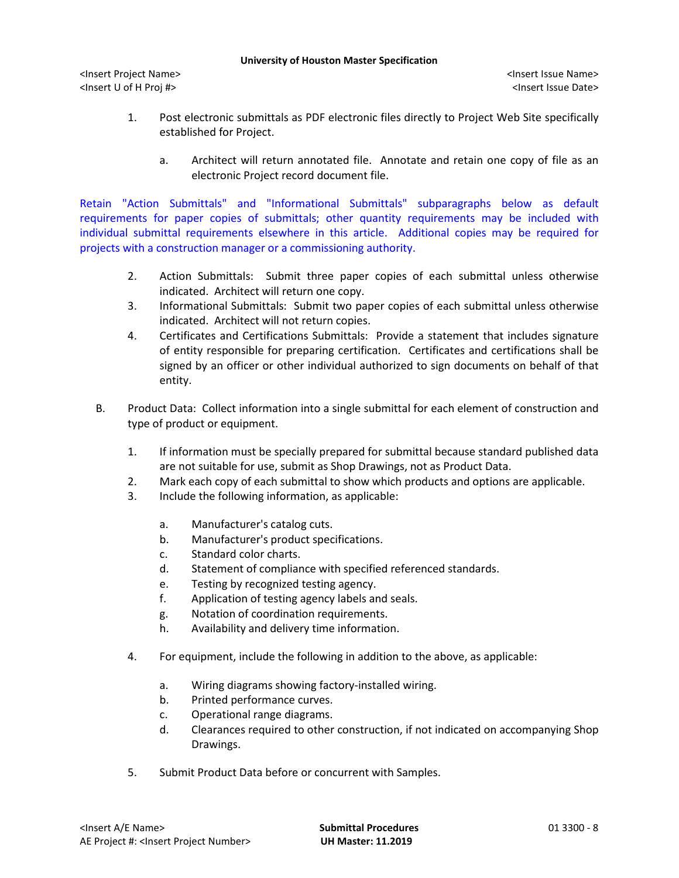1. Post electronic submittals as PDF electronic files directly to Project Web Site specifically established for Project.

   a. Architect will return annotated file. Annotate and retain one copy of file as an electronic Project record document file.

Retain "Action Submittals" and "Informational Submittals" subparagraphs below as default requirements for paper copies of submittals; other quantity requirements may be included with individual submittal requirements elsewhere in this article. Additional copies may be required for projects with a construction manager or a commissioning authority.

2. Action Submittals: Submit three paper copies of each submittal unless otherwise indicated. Architect will return one copy.
3. Informational Submittals: Submit two paper copies of each submittal unless otherwise indicated. Architect will not return copies.
4. Certificates and Certifications Submittals: Provide a statement that includes signature of entity responsible for preparing certification. Certificates and certifications shall be signed by an officer or other individual authorized to sign documents on behalf of that entity.

B. Product Data: Collect information into a single submittal for each element of construction and type of product or equipment.

1. If information must be specially prepared for submittal because standard published data are not suitable for use, submit as Shop Drawings, not as Product Data.
2. Mark each copy of each submittal to show which products and options are applicable.
3. Include the following information, as applicable:

   a. Manufacturer's catalog cuts.
   b. Manufacturer's product specifications.
   c. Standard color charts.
   d. Statement of compliance with specified referenced standards.
   e. Testing by recognized testing agency.
   f. Application of testing agency labels and seals.
   g. Notation of coordination requirements.
   h. Availability and delivery time information.

4. For equipment, include the following in addition to the above, as applicable:

   a. Wiring diagrams showing factory-installed wiring.
   b. Printed performance curves.
   c. Operational range diagrams.
   d. Clearances required to other construction, if not indicated on accompanying Shop Drawings.

5. Submit Product Data before or concurrent with Samples.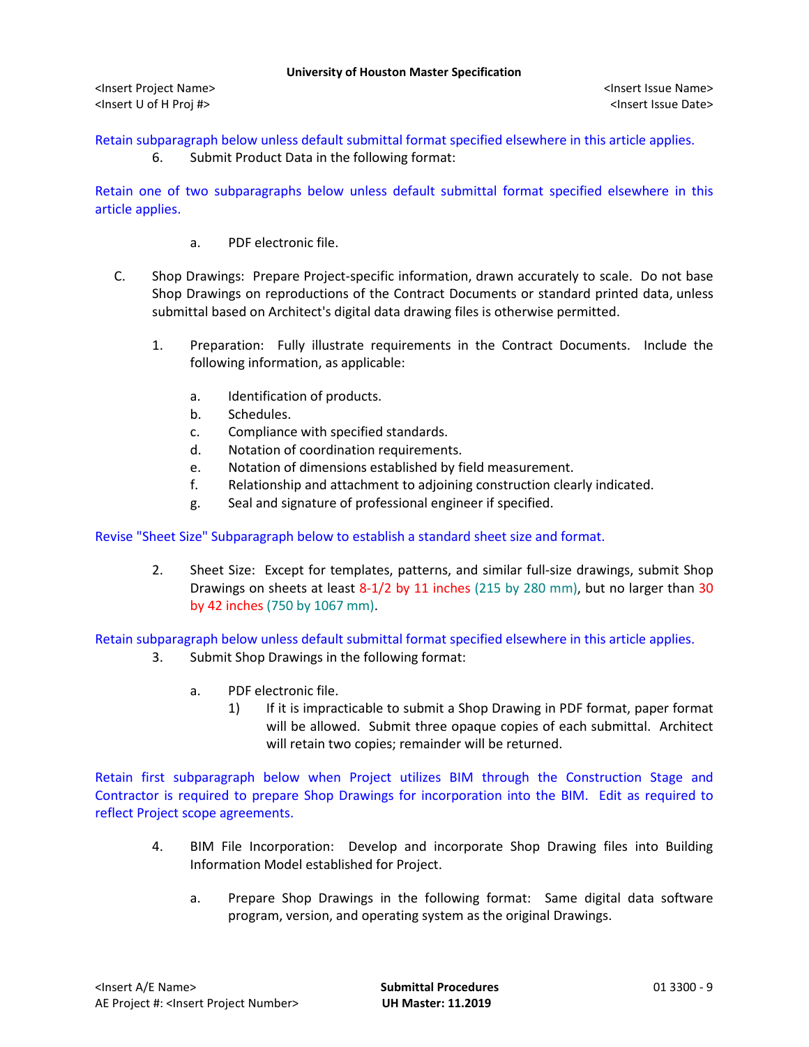Retain subparagraph below unless default submittal format specified elsewhere in this article applies.

6. Submit Product Data in the following format:

Retain one of two subparagraphs below unless default submittal format specified elsewhere in this article applies.

a. PDF electronic file.

C. Shop Drawings: Prepare Project-specific information, drawn accurately to scale. Do not base Shop Drawings on reproductions of the Contract Documents or standard printed data, unless submittal based on Architect's digital data drawing files is otherwise permitted.

1. Preparation: Fully illustrate requirements in the Contract Documents. Include the following information, as applicable:

   a. Identification of products.
   b. Schedules.
   c. Compliance with specified standards.
   d. Notation of coordination requirements.
   e. Notation of dimensions established by field measurement.
   f. Relationship and attachment to adjoining construction clearly indicated.
   g. Seal and signature of professional engineer if specified.

Revise "Sheet Size" Subparagraph below to establish a standard sheet size and format.

2. Sheet Size: Except for templates, patterns, and similar full-size drawings, submit Shop Drawings on sheets at least 8-1/2 by 11 inches (215 by 280 mm), but no larger than 30 by 42 inches (750 by 1067 mm).

Retain subparagraph below unless default submittal format specified elsewhere in this article applies.

3. Submit Shop Drawings in the following format:

   a. PDF electronic file.
      1) If it is impracticable to submit a Shop Drawing in PDF format, paper format will be allowed. Submit three opaque copies of each submittal. Architect will retain two copies; remainder will be returned.

Retain first subparagraph below when Project utilizes BIM through the Construction Stage and Contractor is required to prepare Shop Drawings for incorporation into the BIM. Edit as required to reflect Project scope agreements.

4. BIM File Incorporation: Develop and incorporate Shop Drawing files into Building Information Model established for Project.

   a. Prepare Shop Drawings in the following format: Same digital data software program, version, and operating system as the original Drawings.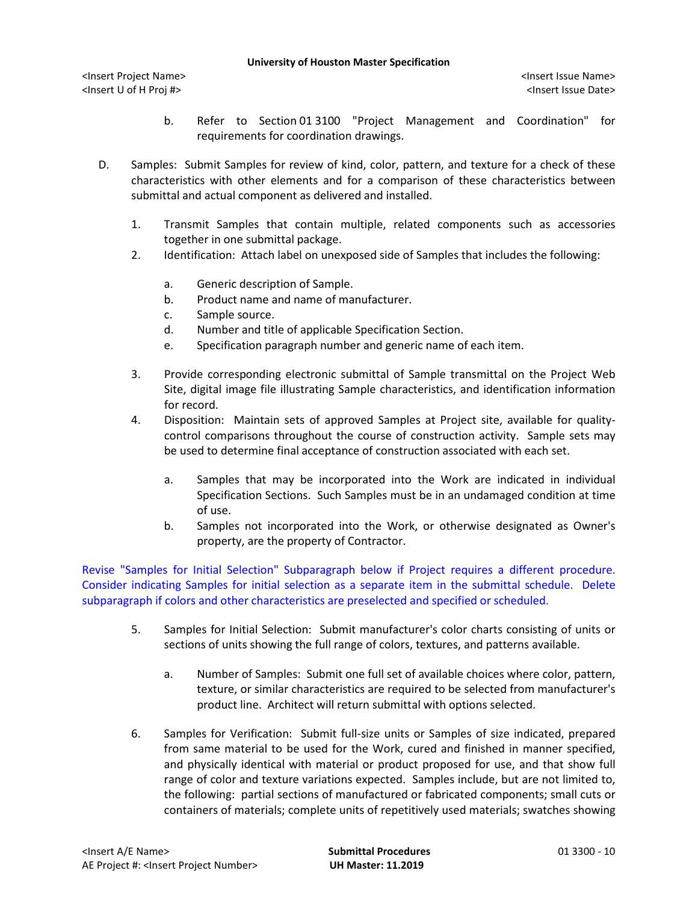b. Refer to Section 01 3100 "Project Management and Coordination" for requirements for coordination drawings.

D. Samples: Submit Samples for review of kind, color, pattern, and texture for a check of these characteristics with other elements and for a comparison of these characteristics between submittal and actual component as delivered and installed.

1. Transmit Samples that contain multiple, related components such as accessories together in one submittal package.
2. Identification: Attach label on unexposed side of Samples that includes the following:

    a. Generic description of Sample.
    b. Product name and name of manufacturer.
    c. Sample source.
    d. Number and title of applicable Specification Section.
    e. Specification paragraph number and generic name of each item.

3. Provide corresponding electronic submittal of Sample transmittal on the Project Web Site, digital image file illustrating Sample characteristics, and identification information for record.
4. Disposition: Maintain sets of approved Samples at Project site, available for quality-control comparisons throughout the course of construction activity. Sample sets may be used to determine final acceptance of construction associated with each set.

    a. Samples that may be incorporated into the Work are indicated in individual Specification Sections. Such Samples must be in an undamaged condition at time of use.
    b. Samples not incorporated into the Work, or otherwise designated as Owner's property, are the property of Contractor.

Revise "Samples for Initial Selection" Subparagraph below if Project requires a different procedure. Consider indicating Samples for initial selection as a separate item in the submittal schedule. Delete subparagraph if colors and other characteristics are preselected and specified or scheduled.

5. Samples for Initial Selection: Submit manufacturer's color charts consisting of units or sections of units showing the full range of colors, textures, and patterns available.

    a. Number of Samples: Submit one full set of available choices where color, pattern, texture, or similar characteristics are required to be selected from manufacturer's product line. Architect will return submittal with options selected.

6. Samples for Verification: Submit full-size units or Samples of size indicated, prepared from same material to be used for the Work, cured and finished in manner specified, and physically identical with material or product proposed for use, and that show full range of color and texture variations expected. Samples include, but are not limited to, the following: partial sections of manufactured or fabricated components; small cuts or containers of materials; complete units of repetitively used materials; swatches showing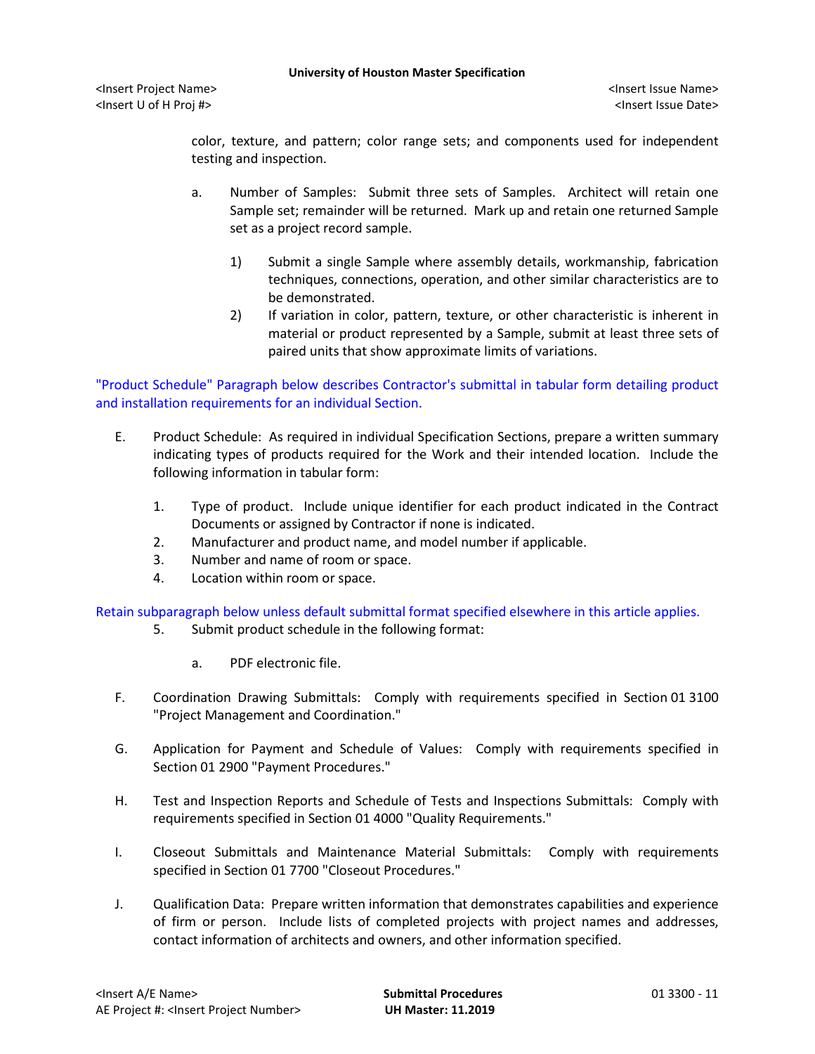color, texture, and pattern; color range sets; and components used for independent testing and inspection.

a. Number of Samples: Submit three sets of Samples. Architect will retain one Sample set; remainder will be returned. Mark up and retain one returned Sample set as a project record sample.

1) Submit a single Sample where assembly details, workmanship, fabrication techniques, connections, operation, and other similar characteristics are to be demonstrated.
2) If variation in color, pattern, texture, or other characteristic is inherent in material or product represented by a Sample, submit at least three sets of paired units that show approximate limits of variations.

"Product Schedule" Paragraph below describes Contractor's submittal in tabular form detailing product and installation requirements for an individual Section.

E. Product Schedule: As required in individual Specification Sections, prepare a written summary indicating types of products required for the Work and their intended location. Include the following information in tabular form:

1. Type of product. Include unique identifier for each product indicated in the Contract Documents or assigned by Contractor if none is indicated.
2. Manufacturer and product name, and model number if applicable.
3. Number and name of room or space.
4. Location within room or space.

Retain subparagraph below unless default submittal format specified elsewhere in this article applies.

5. Submit product schedule in the following format:

a. PDF electronic file.

F. Coordination Drawing Submittals: Comply with requirements specified in Section 01 3100 "Project Management and Coordination."

G. Application for Payment and Schedule of Values: Comply with requirements specified in Section 01 2900 "Payment Procedures."

H. Test and Inspection Reports and Schedule of Tests and Inspections Submittals: Comply with requirements specified in Section 01 4000 "Quality Requirements."

I. Closeout Submittals and Maintenance Material Submittals: Comply with requirements specified in Section 01 7700 "Closeout Procedures."

J. Qualification Data: Prepare written information that demonstrates capabilities and experience of firm or person. Include lists of completed projects with project names and addresses, contact information of architects and owners, and other information specified.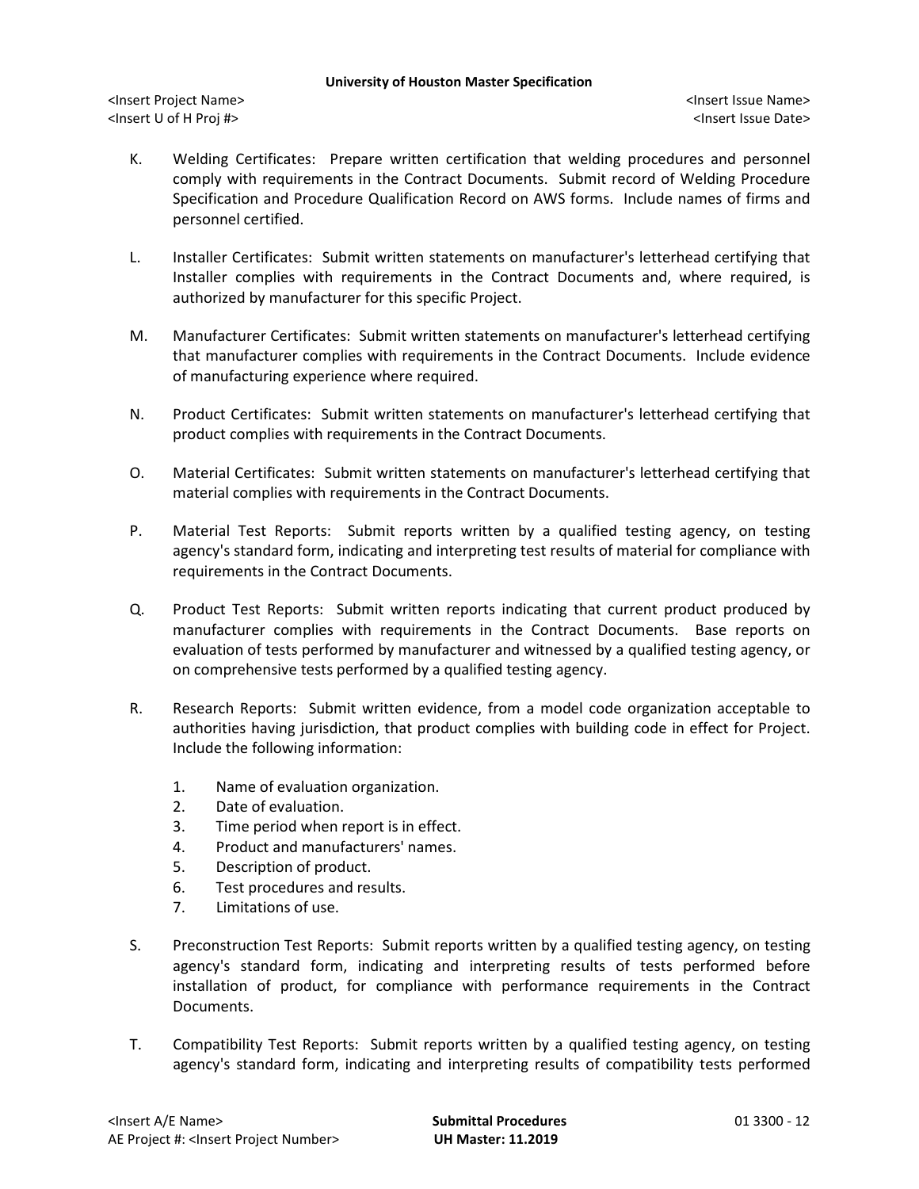K. Welding Certificates: Prepare written certification that welding procedures and personnel comply with requirements in the Contract Documents. Submit record of Welding Procedure Specification and Procedure Qualification Record on AWS forms. Include names of firms and personnel certified.

L. Installer Certificates: Submit written statements on manufacturer's letterhead certifying that Installer complies with requirements in the Contract Documents and, where required, is authorized by manufacturer for this specific Project.

M. Manufacturer Certificates: Submit written statements on manufacturer's letterhead certifying that manufacturer complies with requirements in the Contract Documents. Include evidence of manufacturing experience where required.

N. Product Certificates: Submit written statements on manufacturer's letterhead certifying that product complies with requirements in the Contract Documents.

O. Material Certificates: Submit written statements on manufacturer's letterhead certifying that material complies with requirements in the Contract Documents.

P. Material Test Reports: Submit reports written by a qualified testing agency, on testing agency's standard form, indicating and interpreting test results of material for compliance with requirements in the Contract Documents.

Q. Product Test Reports: Submit written reports indicating that current product produced by manufacturer complies with requirements in the Contract Documents. Base reports on evaluation of tests performed by manufacturer and witnessed by a qualified testing agency, or on comprehensive tests performed by a qualified testing agency.

R. Research Reports: Submit written evidence, from a model code organization acceptable to authorities having jurisdiction, that product complies with building code in effect for Project. Include the following information:

1. Name of evaluation organization.
2. Date of evaluation.
3. Time period when report is in effect.
4. Product and manufacturers' names.
5. Description of product.
6. Test procedures and results.
7. Limitations of use.

S. Preconstruction Test Reports: Submit reports written by a qualified testing agency, on testing agency's standard form, indicating and interpreting results of tests performed before installation of product, for compliance with performance requirements in the Contract Documents.

T. Compatibility Test Reports: Submit reports written by a qualified testing agency, on testing agency's standard form, indicating and interpreting results of compatibility tests performed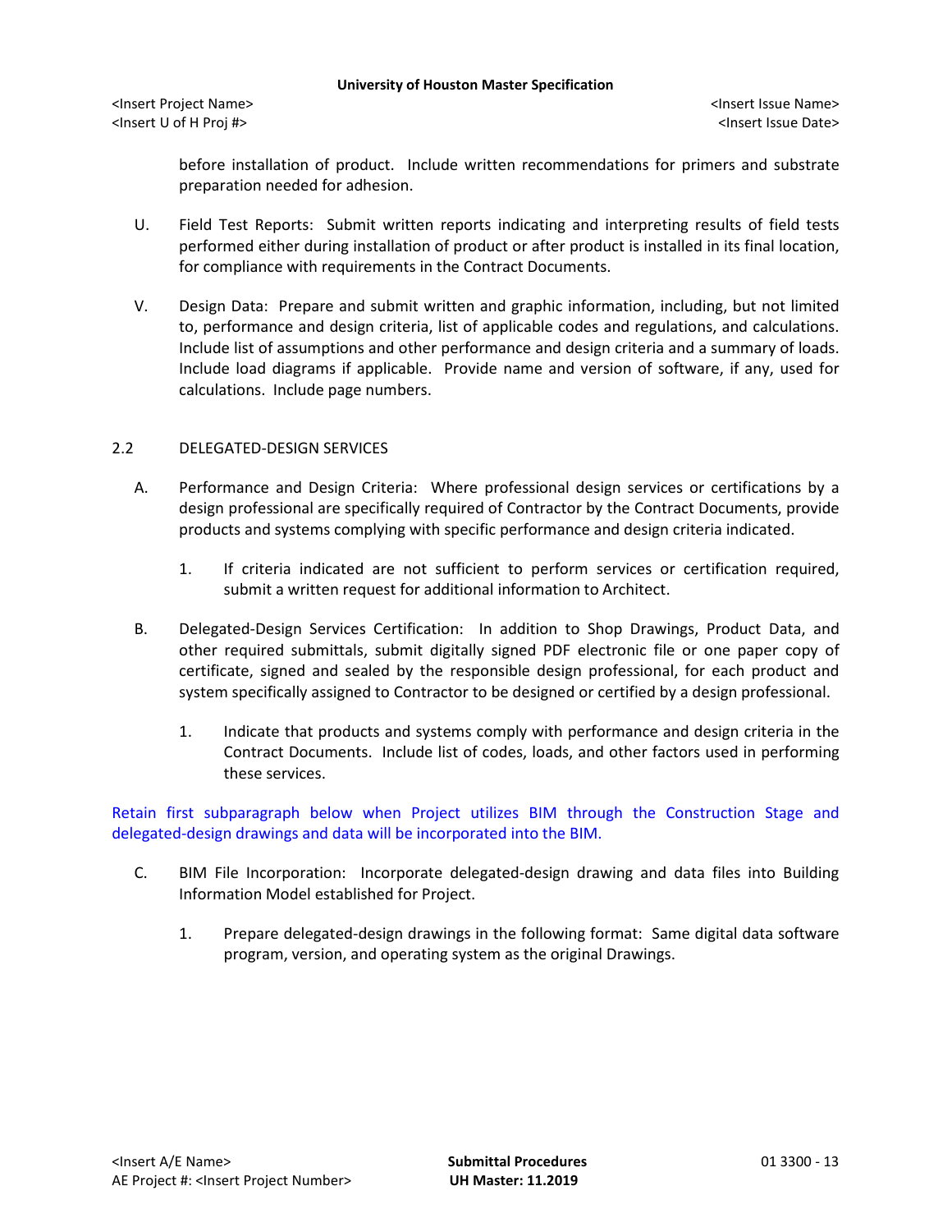before installation of product. Include written recommendations for primers and substrate preparation needed for adhesion.

U. Field Test Reports: Submit written reports indicating and interpreting results of field tests performed either during installation of product or after product is installed in its final location, for compliance with requirements in the Contract Documents.

V. Design Data: Prepare and submit written and graphic information, including, but not limited to, performance and design criteria, list of applicable codes and regulations, and calculations. Include list of assumptions and other performance and design criteria and a summary of loads. Include load diagrams if applicable. Provide name and version of software, if any, used for calculations. Include page numbers.

## 2.2 DELEGATED-DESIGN SERVICES

A. Performance and Design Criteria: Where professional design services or certifications by a design professional are specifically required of Contractor by the Contract Documents, provide products and systems complying with specific performance and design criteria indicated.

1. If criteria indicated are not sufficient to perform services or certification required, submit a written request for additional information to Architect.

B. Delegated-Design Services Certification: In addition to Shop Drawings, Product Data, and other required submittals, submit digitally signed PDF electronic file or one paper copy of certificate, signed and sealed by the responsible design professional, for each product and system specifically assigned to Contractor to be designed or certified by a design professional.

1. Indicate that products and systems comply with performance and design criteria in the Contract Documents. Include list of codes, loads, and other factors used in performing these services.

Retain first subparagraph below when Project utilizes BIM through the Construction Stage and delegated-design drawings and data will be incorporated into the BIM.

C. BIM File Incorporation: Incorporate delegated-design drawing and data files into Building Information Model established for Project.

1. Prepare delegated-design drawings in the following format: Same digital data software program, version, and operating system as the original Drawings.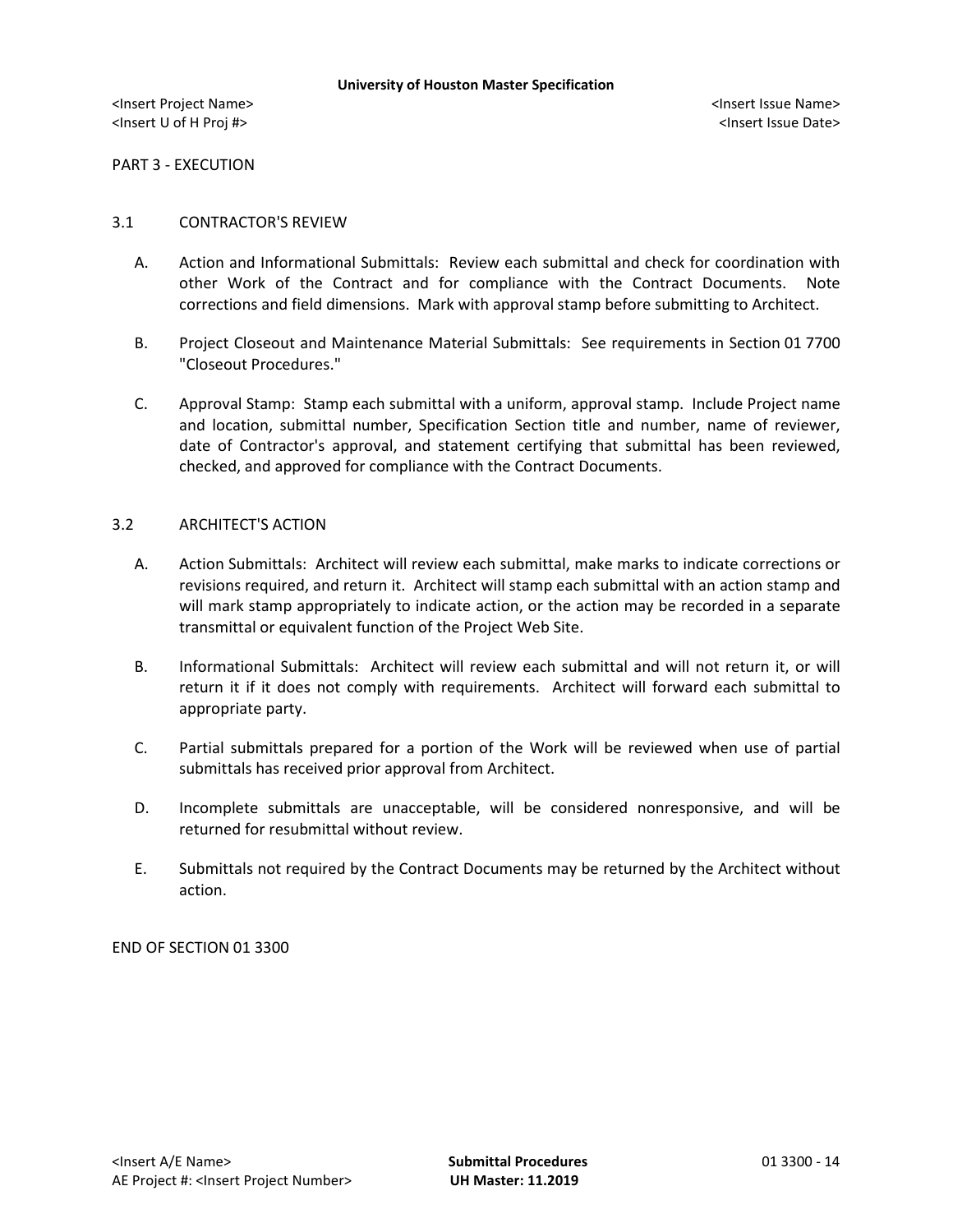PART 3 - EXECUTION

## 3.1 CONTRACTOR'S REVIEW

A. Action and Informational Submittals: Review each submittal and check for coordination with other Work of the Contract and for compliance with the Contract Documents. Note corrections and field dimensions. Mark with approval stamp before submitting to Architect.

B. Project Closeout and Maintenance Material Submittals: See requirements in Section 01 7700 "Closeout Procedures."

C. Approval Stamp: Stamp each submittal with a uniform, approval stamp. Include Project name and location, submittal number, Specification Section title and number, name of reviewer, date of Contractor's approval, and statement certifying that submittal has been reviewed, checked, and approved for compliance with the Contract Documents.

## 3.2 ARCHITECT'S ACTION

A. Action Submittals: Architect will review each submittal, make marks to indicate corrections or revisions required, and return it. Architect will stamp each submittal with an action stamp and will mark stamp appropriately to indicate action, or the action may be recorded in a separate transmittal or equivalent function of the Project Web Site.

B. Informational Submittals: Architect will review each submittal and will not return it, or will return it if it does not comply with requirements. Architect will forward each submittal to appropriate party.

C. Partial submittals prepared for a portion of the Work will be reviewed when use of partial submittals has received prior approval from Architect.

D. Incomplete submittals are unacceptable, will be considered nonresponsive, and will be returned for resubmittal without review.

E. Submittals not required by the Contract Documents may be returned by the Architect without action.

END OF SECTION 01 3300